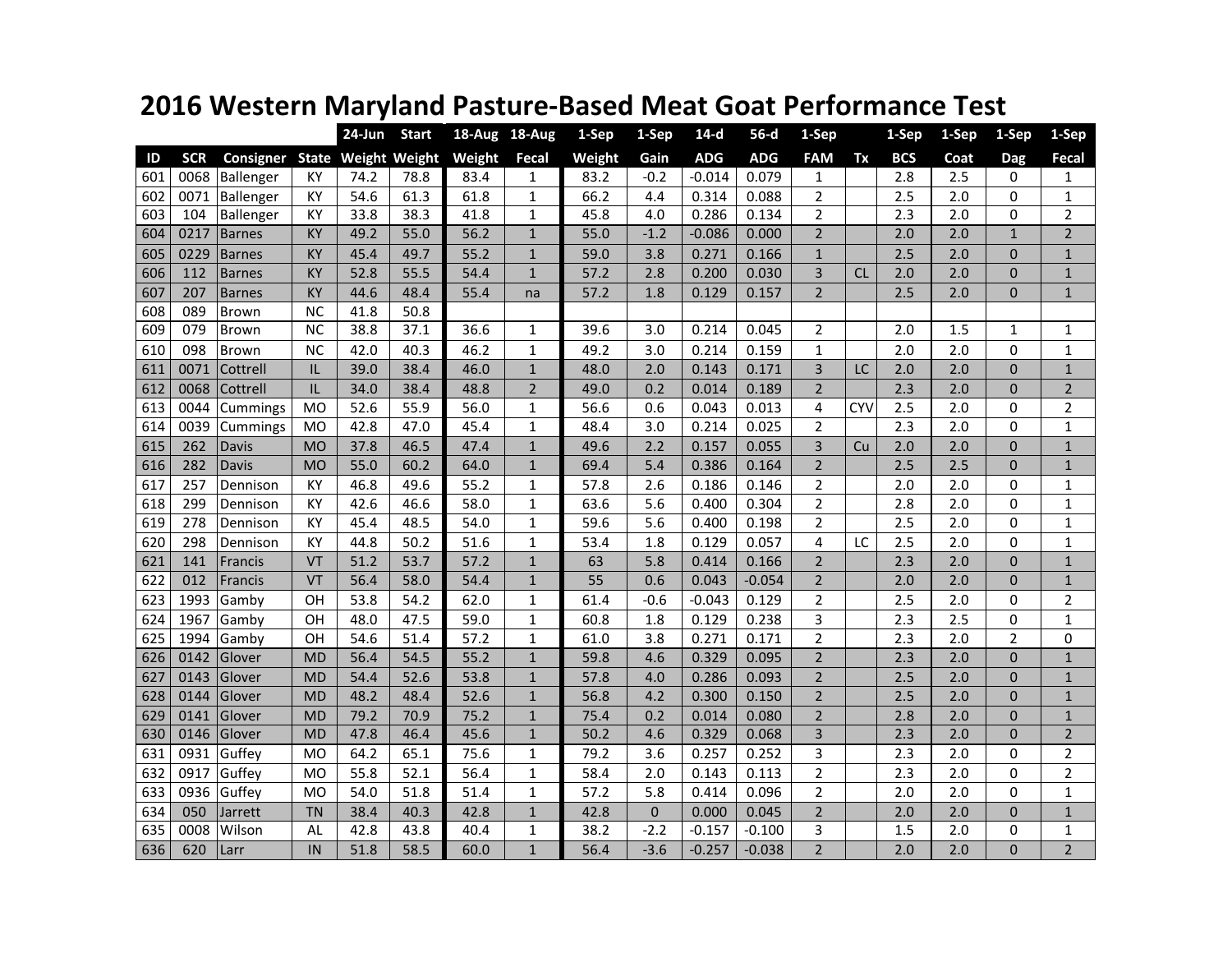# 2016 Western Maryland Pasture-Based Meat Goat Performance Test

| ID | SCR | Consigner | State | 24-Jun Weight | Start Weight | 18-Aug Weight | 18-Aug Fecal | 1-Sep Weight | 1-Sep Gain | 14-d ADG | 56-d ADG | 1-Sep FAM | Tx | 1-Sep BCS | 1-Sep Coat | 1-Sep Dag | 1-Sep Fecal |
|---|---|---|---|---|---|---|---|---|---|---|---|---|---|---|---|---|---|
| 601 | 0068 | Ballenger | KY | 74.2 | 78.8 | 83.4 | 1 | 83.2 | -0.2 | -0.014 | 0.079 | 1 | | 2.8 | 2.5 | 0 | 1 |
| 602 | 0071 | Ballenger | KY | 54.6 | 61.3 | 61.8 | 1 | 66.2 | 4.4 | 0.314 | 0.088 | 2 | | 2.5 | 2.0 | 0 | 1 |
| 603 | 104 | Ballenger | KY | 33.8 | 38.3 | 41.8 | 1 | 45.8 | 4.0 | 0.286 | 0.134 | 2 | | 2.3 | 2.0 | 0 | 2 |
| 604 | 0217 | Barnes | KY | 49.2 | 55.0 | 56.2 | 1 | 55.0 | -1.2 | -0.086 | 0.000 | 2 | | 2.0 | 2.0 | 1 | 2 |
| 605 | 0229 | Barnes | KY | 45.4 | 49.7 | 55.2 | 1 | 59.0 | 3.8 | 0.271 | 0.166 | 1 | | 2.5 | 2.0 | 0 | 1 |
| 606 | 112 | Barnes | KY | 52.8 | 55.5 | 54.4 | 1 | 57.2 | 2.8 | 0.200 | 0.030 | 3 | CL | 2.0 | 2.0 | 0 | 1 |
| 607 | 207 | Barnes | KY | 44.6 | 48.4 | 55.4 | na | 57.2 | 1.8 | 0.129 | 0.157 | 2 | | 2.5 | 2.0 | 0 | 1 |
| 608 | 089 | Brown | NC | 41.8 | 50.8 | | | | | | | | | | | | |
| 609 | 079 | Brown | NC | 38.8 | 37.1 | 36.6 | 1 | 39.6 | 3.0 | 0.214 | 0.045 | 2 | | 2.0 | 1.5 | 1 | 1 |
| 610 | 098 | Brown | NC | 42.0 | 40.3 | 46.2 | 1 | 49.2 | 3.0 | 0.214 | 0.159 | 1 | | 2.0 | 2.0 | 0 | 1 |
| 611 | 0071 | Cottrell | IL | 39.0 | 38.4 | 46.0 | 1 | 48.0 | 2.0 | 0.143 | 0.171 | 3 | LC | 2.0 | 2.0 | 0 | 1 |
| 612 | 0068 | Cottrell | IL | 34.0 | 38.4 | 48.8 | 2 | 49.0 | 0.2 | 0.014 | 0.189 | 2 | | 2.3 | 2.0 | 0 | 2 |
| 613 | 0044 | Cummings | MO | 52.6 | 55.9 | 56.0 | 1 | 56.6 | 0.6 | 0.043 | 0.013 | 4 | CYV | 2.5 | 2.0 | 0 | 2 |
| 614 | 0039 | Cummings | MO | 42.8 | 47.0 | 45.4 | 1 | 48.4 | 3.0 | 0.214 | 0.025 | 2 | | 2.3 | 2.0 | 0 | 1 |
| 615 | 262 | Davis | MO | 37.8 | 46.5 | 47.4 | 1 | 49.6 | 2.2 | 0.157 | 0.055 | 3 | Cu | 2.0 | 2.0 | 0 | 1 |
| 616 | 282 | Davis | MO | 55.0 | 60.2 | 64.0 | 1 | 69.4 | 5.4 | 0.386 | 0.164 | 2 | | 2.5 | 2.5 | 0 | 1 |
| 617 | 257 | Dennison | KY | 46.8 | 49.6 | 55.2 | 1 | 57.8 | 2.6 | 0.186 | 0.146 | 2 | | 2.0 | 2.0 | 0 | 1 |
| 618 | 299 | Dennison | KY | 42.6 | 46.6 | 58.0 | 1 | 63.6 | 5.6 | 0.400 | 0.304 | 2 | | 2.8 | 2.0 | 0 | 1 |
| 619 | 278 | Dennison | KY | 45.4 | 48.5 | 54.0 | 1 | 59.6 | 5.6 | 0.400 | 0.198 | 2 | | 2.5 | 2.0 | 0 | 1 |
| 620 | 298 | Dennison | KY | 44.8 | 50.2 | 51.6 | 1 | 53.4 | 1.8 | 0.129 | 0.057 | 4 | LC | 2.5 | 2.0 | 0 | 1 |
| 621 | 141 | Francis | VT | 51.2 | 53.7 | 57.2 | 1 | 63 | 5.8 | 0.414 | 0.166 | 2 | | 2.3 | 2.0 | 0 | 1 |
| 622 | 012 | Francis | VT | 56.4 | 58.0 | 54.4 | 1 | 55 | 0.6 | 0.043 | -0.054 | 2 | | 2.0 | 2.0 | 0 | 1 |
| 623 | 1993 | Gamby | OH | 53.8 | 54.2 | 62.0 | 1 | 61.4 | -0.6 | -0.043 | 0.129 | 2 | | 2.5 | 2.0 | 0 | 2 |
| 624 | 1967 | Gamby | OH | 48.0 | 47.5 | 59.0 | 1 | 60.8 | 1.8 | 0.129 | 0.238 | 3 | | 2.3 | 2.5 | 0 | 1 |
| 625 | 1994 | Gamby | OH | 54.6 | 51.4 | 57.2 | 1 | 61.0 | 3.8 | 0.271 | 0.171 | 2 | | 2.3 | 2.0 | 2 | 0 |
| 626 | 0142 | Glover | MD | 56.4 | 54.5 | 55.2 | 1 | 59.8 | 4.6 | 0.329 | 0.095 | 2 | | 2.3 | 2.0 | 0 | 1 |
| 627 | 0143 | Glover | MD | 54.4 | 52.6 | 53.8 | 1 | 57.8 | 4.0 | 0.286 | 0.093 | 2 | | 2.5 | 2.0 | 0 | 1 |
| 628 | 0144 | Glover | MD | 48.2 | 48.4 | 52.6 | 1 | 56.8 | 4.2 | 0.300 | 0.150 | 2 | | 2.5 | 2.0 | 0 | 1 |
| 629 | 0141 | Glover | MD | 79.2 | 70.9 | 75.2 | 1 | 75.4 | 0.2 | 0.014 | 0.080 | 2 | | 2.8 | 2.0 | 0 | 1 |
| 630 | 0146 | Glover | MD | 47.8 | 46.4 | 45.6 | 1 | 50.2 | 4.6 | 0.329 | 0.068 | 3 | | 2.3 | 2.0 | 0 | 2 |
| 631 | 0931 | Guffey | MO | 64.2 | 65.1 | 75.6 | 1 | 79.2 | 3.6 | 0.257 | 0.252 | 3 | | 2.3 | 2.0 | 0 | 2 |
| 632 | 0917 | Guffey | MO | 55.8 | 52.1 | 56.4 | 1 | 58.4 | 2.0 | 0.143 | 0.113 | 2 | | 2.3 | 2.0 | 0 | 2 |
| 633 | 0936 | Guffey | MO | 54.0 | 51.8 | 51.4 | 1 | 57.2 | 5.8 | 0.414 | 0.096 | 2 | | 2.0 | 2.0 | 0 | 1 |
| 634 | 050 | Jarrett | TN | 38.4 | 40.3 | 42.8 | 1 | 42.8 | 0 | 0.000 | 0.045 | 2 | | 2.0 | 2.0 | 0 | 1 |
| 635 | 0008 | Wilson | AL | 42.8 | 43.8 | 40.4 | 1 | 38.2 | -2.2 | -0.157 | -0.100 | 3 | | 1.5 | 2.0 | 0 | 1 |
| 636 | 620 | Larr | IN | 51.8 | 58.5 | 60.0 | 1 | 56.4 | -3.6 | -0.257 | -0.038 | 2 | | 2.0 | 2.0 | 0 | 2 |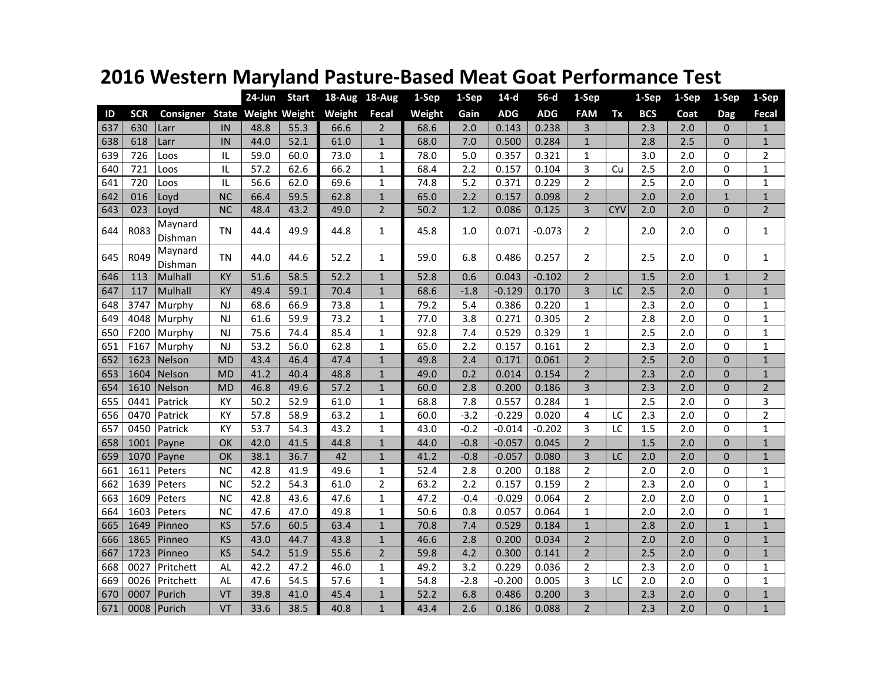# 2016 Western Maryland Pasture-Based Meat Goat Performance Test

| | | | | 24-Jun | Start | 18-Aug | 18-Aug | 1-Sep | 1-Sep | 14-d | 56-d | 1-Sep | | 1-Sep | 1-Sep | 1-Sep | 1-Sep |
|---|---|---|---|---|---|---|---|---|---|---|---|---|---|---|---|---|---|
| ID | SCR | Consigner | State | Weight | Weight | Weight | Fecal | Weight | Gain | ADG | ADG | FAM | Tx | BCS | Coat | Dag | Fecal |
| 637 | 630 | Larr | IN | 48.8 | 55.3 | 66.6 | 2 | 68.6 | 2.0 | 0.143 | 0.238 | 3 | | 2.3 | 2.0 | 0 | 1 |
| 638 | 618 | Larr | IN | 44.0 | 52.1 | 61.0 | 1 | 68.0 | 7.0 | 0.500 | 0.284 | 1 | | 2.8 | 2.5 | 0 | 1 |
| 639 | 726 | Loos | IL | 59.0 | 60.0 | 73.0 | 1 | 78.0 | 5.0 | 0.357 | 0.321 | 1 | | 3.0 | 2.0 | 0 | 2 |
| 640 | 721 | Loos | IL | 57.2 | 62.6 | 66.2 | 1 | 68.4 | 2.2 | 0.157 | 0.104 | 3 | Cu | 2.5 | 2.0 | 0 | 1 |
| 641 | 720 | Loos | IL | 56.6 | 62.0 | 69.6 | 1 | 74.8 | 5.2 | 0.371 | 0.229 | 2 | | 2.5 | 2.0 | 0 | 1 |
| 642 | 016 | Loyd | NC | 66.4 | 59.5 | 62.8 | 1 | 65.0 | 2.2 | 0.157 | 0.098 | 2 | | 2.0 | 2.0 | 1 | 1 |
| 643 | 023 | Loyd | NC | 48.4 | 43.2 | 49.0 | 2 | 50.2 | 1.2 | 0.086 | 0.125 | 3 | CYV | 2.0 | 2.0 | 0 | 2 |
| 644 | R083 | Maynard Dishman | TN | 44.4 | 49.9 | 44.8 | 1 | 45.8 | 1.0 | 0.071 | -0.073 | 2 | | 2.0 | 2.0 | 0 | 1 |
| 645 | R049 | Maynard Dishman | TN | 44.0 | 44.6 | 52.2 | 1 | 59.0 | 6.8 | 0.486 | 0.257 | 2 | | 2.5 | 2.0 | 0 | 1 |
| 646 | 113 | Mulhall | KY | 51.6 | 58.5 | 52.2 | 1 | 52.8 | 0.6 | 0.043 | -0.102 | 2 | | 1.5 | 2.0 | 1 | 2 |
| 647 | 117 | Mulhall | KY | 49.4 | 59.1 | 70.4 | 1 | 68.6 | -1.8 | -0.129 | 0.170 | 3 | LC | 2.5 | 2.0 | 0 | 1 |
| 648 | 3747 | Murphy | NJ | 68.6 | 66.9 | 73.8 | 1 | 79.2 | 5.4 | 0.386 | 0.220 | 1 | | 2.3 | 2.0 | 0 | 1 |
| 649 | 4048 | Murphy | NJ | 61.6 | 59.9 | 73.2 | 1 | 77.0 | 3.8 | 0.271 | 0.305 | 2 | | 2.8 | 2.0 | 0 | 1 |
| 650 | F200 | Murphy | NJ | 75.6 | 74.4 | 85.4 | 1 | 92.8 | 7.4 | 0.529 | 0.329 | 1 | | 2.5 | 2.0 | 0 | 1 |
| 651 | F167 | Murphy | NJ | 53.2 | 56.0 | 62.8 | 1 | 65.0 | 2.2 | 0.157 | 0.161 | 2 | | 2.3 | 2.0 | 0 | 1 |
| 652 | 1623 | Nelson | MD | 43.4 | 46.4 | 47.4 | 1 | 49.8 | 2.4 | 0.171 | 0.061 | 2 | | 2.5 | 2.0 | 0 | 1 |
| 653 | 1604 | Nelson | MD | 41.2 | 40.4 | 48.8 | 1 | 49.0 | 0.2 | 0.014 | 0.154 | 2 | | 2.3 | 2.0 | 0 | 1 |
| 654 | 1610 | Nelson | MD | 46.8 | 49.6 | 57.2 | 1 | 60.0 | 2.8 | 0.200 | 0.186 | 3 | | 2.3 | 2.0 | 0 | 2 |
| 655 | 0441 | Patrick | KY | 50.2 | 52.9 | 61.0 | 1 | 68.8 | 7.8 | 0.557 | 0.284 | 1 | | 2.5 | 2.0 | 0 | 3 |
| 656 | 0470 | Patrick | KY | 57.8 | 58.9 | 63.2 | 1 | 60.0 | -3.2 | -0.229 | 0.020 | 4 | LC | 2.3 | 2.0 | 0 | 2 |
| 657 | 0450 | Patrick | KY | 53.7 | 54.3 | 43.2 | 1 | 43.0 | -0.2 | -0.014 | -0.202 | 3 | LC | 1.5 | 2.0 | 0 | 1 |
| 658 | 1001 | Payne | OK | 42.0 | 41.5 | 44.8 | 1 | 44.0 | -0.8 | -0.057 | 0.045 | 2 | | 1.5 | 2.0 | 0 | 1 |
| 659 | 1070 | Payne | OK | 38.1 | 36.7 | 42 | 1 | 41.2 | -0.8 | -0.057 | 0.080 | 3 | LC | 2.0 | 2.0 | 0 | 1 |
| 661 | 1611 | Peters | NC | 42.8 | 41.9 | 49.6 | 1 | 52.4 | 2.8 | 0.200 | 0.188 | 2 | | 2.0 | 2.0 | 0 | 1 |
| 662 | 1639 | Peters | NC | 52.2 | 54.3 | 61.0 | 2 | 63.2 | 2.2 | 0.157 | 0.159 | 2 | | 2.3 | 2.0 | 0 | 1 |
| 663 | 1609 | Peters | NC | 42.8 | 43.6 | 47.6 | 1 | 47.2 | -0.4 | -0.029 | 0.064 | 2 | | 2.0 | 2.0 | 0 | 1 |
| 664 | 1603 | Peters | NC | 47.6 | 47.0 | 49.8 | 1 | 50.6 | 0.8 | 0.057 | 0.064 | 1 | | 2.0 | 2.0 | 0 | 1 |
| 665 | 1649 | Pinneo | KS | 57.6 | 60.5 | 63.4 | 1 | 70.8 | 7.4 | 0.529 | 0.184 | 1 | | 2.8 | 2.0 | 1 | 1 |
| 666 | 1865 | Pinneo | KS | 43.0 | 44.7 | 43.8 | 1 | 46.6 | 2.8 | 0.200 | 0.034 | 2 | | 2.0 | 2.0 | 0 | 1 |
| 667 | 1723 | Pinneo | KS | 54.2 | 51.9 | 55.6 | 2 | 59.8 | 4.2 | 0.300 | 0.141 | 2 | | 2.5 | 2.0 | 0 | 1 |
| 668 | 0027 | Pritchett | AL | 42.2 | 47.2 | 46.0 | 1 | 49.2 | 3.2 | 0.229 | 0.036 | 2 | | 2.3 | 2.0 | 0 | 1 |
| 669 | 0026 | Pritchett | AL | 47.6 | 54.5 | 57.6 | 1 | 54.8 | -2.8 | -0.200 | 0.005 | 3 | LC | 2.0 | 2.0 | 0 | 1 |
| 670 | 0007 | Purich | VT | 39.8 | 41.0 | 45.4 | 1 | 52.2 | 6.8 | 0.486 | 0.200 | 3 | | 2.3 | 2.0 | 0 | 1 |
| 671 | 0008 | Purich | VT | 33.6 | 38.5 | 40.8 | 1 | 43.4 | 2.6 | 0.186 | 0.088 | 2 | | 2.3 | 2.0 | 0 | 1 |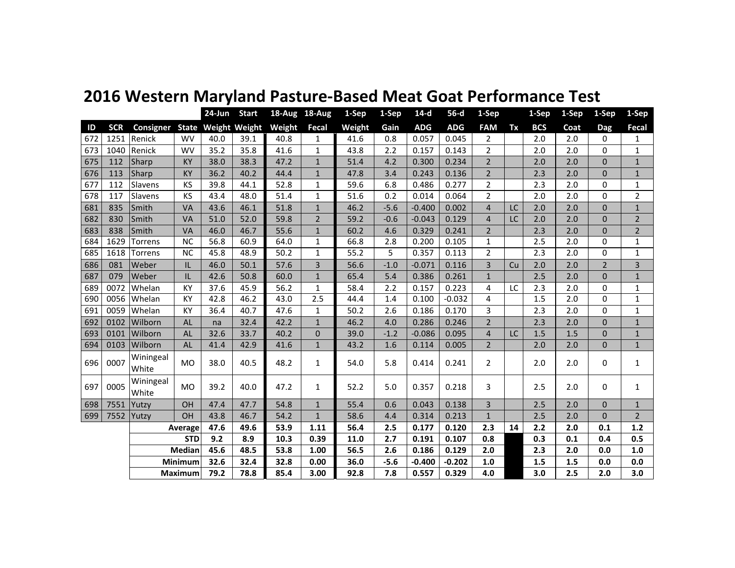# 2016 Western Maryland Pasture-Based Meat Goat Performance Test

| | | | | 24-Jun | Start | 18-Aug | 18-Aug | 1-Sep | 1-Sep | 14-d | 56-d | 1-Sep | | 1-Sep | 1-Sep | 1-Sep | 1-Sep |
|---|---|---|---|---|---|---|---|---|---|---|---|---|---|---|---|---|---|
| **ID** | **SCR** | **Consigner** | **State** | **Weight** | **Weight** | **Weight** | **Fecal** | **Weight** | **Gain** | **ADG** | **ADG** | **FAM** | **Tx** | **BCS** | **Coat** | **Dag** | **Fecal** |
| 672 | 1251 | Renick | WV | 40.0 | 39.1 | 40.8 | 1 | 41.6 | 0.8 | 0.057 | 0.045 | 2 | | 2.0 | 2.0 | 0 | 1 |
| 673 | 1040 | Renick | WV | 35.2 | 35.8 | 41.6 | 1 | 43.8 | 2.2 | 0.157 | 0.143 | 2 | | 2.0 | 2.0 | 0 | 1 |
| 675 | 112 | Sharp | KY | 38.0 | 38.3 | 47.2 | 1 | 51.4 | 4.2 | 0.300 | 0.234 | 2 | | 2.0 | 2.0 | 0 | 1 |
| 676 | 113 | Sharp | KY | 36.2 | 40.2 | 44.4 | 1 | 47.8 | 3.4 | 0.243 | 0.136 | 2 | | 2.3 | 2.0 | 0 | 1 |
| 677 | 112 | Slavens | KS | 39.8 | 44.1 | 52.8 | 1 | 59.6 | 6.8 | 0.486 | 0.277 | 2 | | 2.3 | 2.0 | 0 | 1 |
| 678 | 117 | Slavens | KS | 43.4 | 48.0 | 51.4 | 1 | 51.6 | 0.2 | 0.014 | 0.064 | 2 | | 2.0 | 2.0 | 0 | 2 |
| 681 | 835 | Smith | VA | 43.6 | 46.1 | 51.8 | 1 | 46.2 | -5.6 | -0.400 | 0.002 | 4 | LC | 2.0 | 2.0 | 0 | 1 |
| 682 | 830 | Smith | VA | 51.0 | 52.0 | 59.8 | 2 | 59.2 | -0.6 | -0.043 | 0.129 | 4 | LC | 2.0 | 2.0 | 0 | 2 |
| 683 | 838 | Smith | VA | 46.0 | 46.7 | 55.6 | 1 | 60.2 | 4.6 | 0.329 | 0.241 | 2 | | 2.3 | 2.0 | 0 | 2 |
| 684 | 1629 | Torrens | NC | 56.8 | 60.9 | 64.0 | 1 | 66.8 | 2.8 | 0.200 | 0.105 | 1 | | 2.5 | 2.0 | 0 | 1 |
| 685 | 1618 | Torrens | NC | 45.8 | 48.9 | 50.2 | 1 | 55.2 | 5 | 0.357 | 0.113 | 2 | | 2.3 | 2.0 | 0 | 1 |
| 686 | 081 | Weber | IL | 46.0 | 50.1 | 57.6 | 3 | 56.6 | -1.0 | -0.071 | 0.116 | 3 | Cu | 2.0 | 2.0 | 2 | 3 |
| 687 | 079 | Weber | IL | 42.6 | 50.8 | 60.0 | 1 | 65.4 | 5.4 | 0.386 | 0.261 | 1 | | 2.5 | 2.0 | 0 | 1 |
| 689 | 0072 | Whelan | KY | 37.6 | 45.9 | 56.2 | 1 | 58.4 | 2.2 | 0.157 | 0.223 | 4 | LC | 2.3 | 2.0 | 0 | 1 |
| 690 | 0056 | Whelan | KY | 42.8 | 46.2 | 43.0 | 2.5 | 44.4 | 1.4 | 0.100 | -0.032 | 4 | | 1.5 | 2.0 | 0 | 1 |
| 691 | 0059 | Whelan | KY | 36.4 | 40.7 | 47.6 | 1 | 50.2 | 2.6 | 0.186 | 0.170 | 3 | | 2.3 | 2.0 | 0 | 1 |
| 692 | 0102 | Wilborn | AL | na | 32.4 | 42.2 | 1 | 46.2 | 4.0 | 0.286 | 0.246 | 2 | | 2.3 | 2.0 | 0 | 1 |
| 693 | 0101 | Wilborn | AL | 32.6 | 33.7 | 40.2 | 0 | 39.0 | -1.2 | -0.086 | 0.095 | 4 | LC | 1.5 | 1.5 | 0 | 1 |
| 694 | 0103 | Wilborn | AL | 41.4 | 42.9 | 41.6 | 1 | 43.2 | 1.6 | 0.114 | 0.005 | 2 | | 2.0 | 2.0 | 0 | 1 |
| 696 | 0007 | Winingeal White | MO | 38.0 | 40.5 | 48.2 | 1 | 54.0 | 5.8 | 0.414 | 0.241 | 2 | | 2.0 | 2.0 | 0 | 1 |
| 697 | 0005 | Winingeal White | MO | 39.2 | 40.0 | 47.2 | 1 | 52.2 | 5.0 | 0.357 | 0.218 | 3 | | 2.5 | 2.0 | 0 | 1 |
| 698 | 7551 | Yutzy | OH | 47.4 | 47.7 | 54.8 | 1 | 55.4 | 0.6 | 0.043 | 0.138 | 3 | | 2.5 | 2.0 | 0 | 1 |
| 699 | 7552 | Yutzy | OH | 43.8 | 46.7 | 54.2 | 1 | 58.6 | 4.4 | 0.314 | 0.213 | 1 | | 2.5 | 2.0 | 0 | 2 |
| | | | **Average** | **47.6** | **49.6** | **53.9** | **1.11** | **56.4** | **2.5** | **0.177** | **0.120** | **2.3** | **14** | **2.2** | **2.0** | **0.1** | **1.2** |
| | | | **STD** | **9.2** | **8.9** | **10.3** | **0.39** | **11.0** | **2.7** | **0.191** | **0.107** | **0.8** | | **0.3** | **0.1** | **0.4** | **0.5** |
| | | | **Median** | **45.6** | **48.5** | **53.8** | **1.00** | **56.5** | **2.6** | **0.186** | **0.129** | **2.0** | | **2.3** | **2.0** | **0.0** | **1.0** |
| | | | **Minimum** | **32.6** | **32.4** | **32.8** | **0.00** | **36.0** | **-5.6** | **-0.400** | **-0.202** | **1.0** | | **1.5** | **1.5** | **0.0** | **0.0** |
| | | | **Maximum** | **79.2** | **78.8** | **85.4** | **3.00** | **92.8** | **7.8** | **0.557** | **0.329** | **4.0** | | **3.0** | **2.5** | **2.0** | **3.0** |